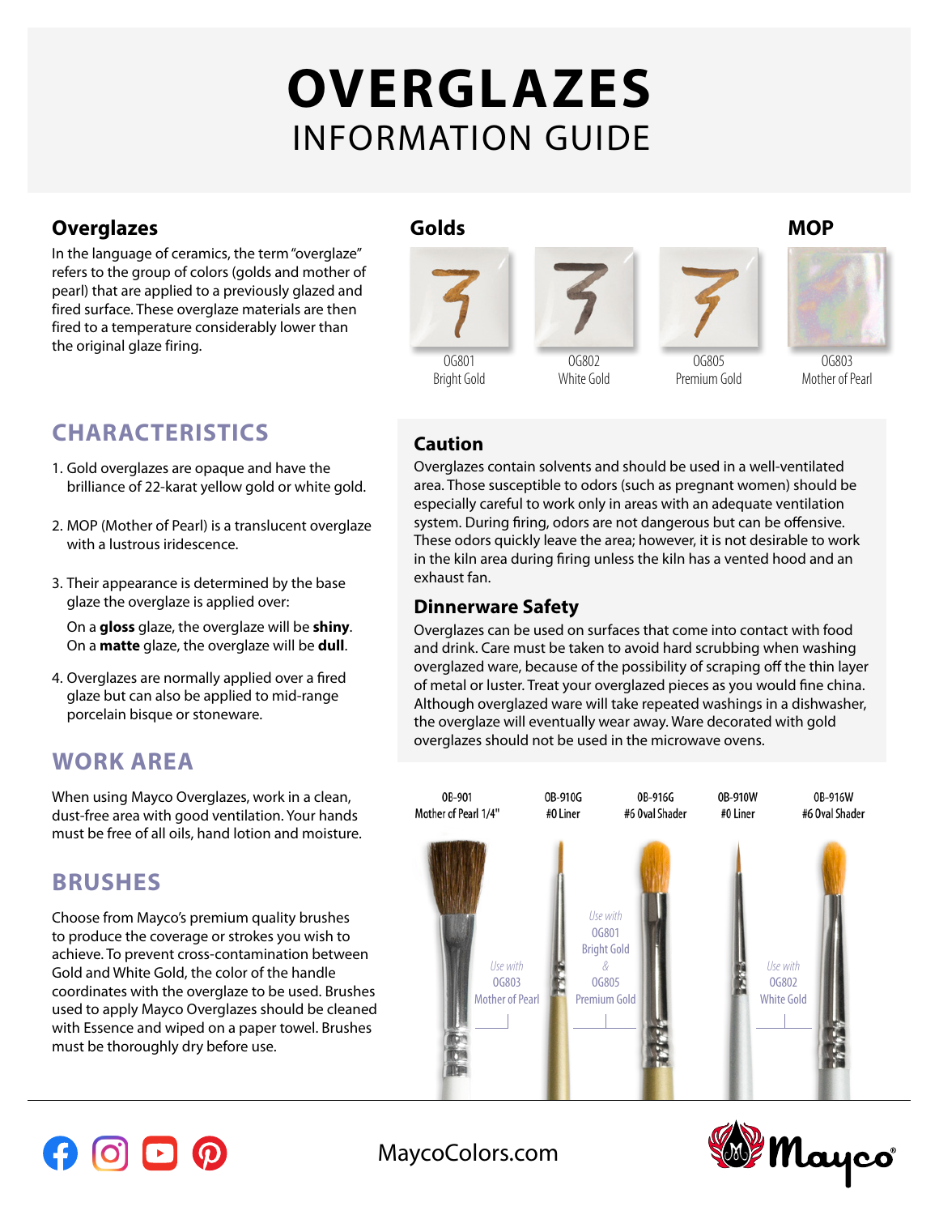# OVERGLAZES
## INFORMATION GUIDE

### Overglazes

In the language of ceramics, the term "overglaze" refers to the group of colors (golds and mother of pearl) that are applied to a previously glazed and fired surface. These overglaze materials are then fired to a temperature considerably lower than the original glaze firing.

### Golds

OG801 Bright Gold

OG802 White Gold

OG805 Premium Gold

### MOP

OG803 Mother of Pearl

## CHARACTERISTICS

1. Gold overglazes are opaque and have the brilliance of 22-karat yellow gold or white gold.
2. MOP (Mother of Pearl) is a translucent overglaze with a lustrous iridescence.
3. Their appearance is determined by the base glaze the overglaze is applied over:

   On a **gloss** glaze, the overglaze will be **shiny**.
   On a **matte** glaze, the overglaze will be **dull**.
4. Overglazes are normally applied over a fired glaze but can also be applied to mid-range porcelain bisque or stoneware.

## WORK AREA

When using Mayco Overglazes, work in a clean, dust-free area with good ventilation. Your hands must be free of all oils, hand lotion and moisture.

## BRUSHES

Choose from Mayco's premium quality brushes to produce the coverage or strokes you wish to achieve. To prevent cross-contamination between Gold and White Gold, the color of the handle coordinates with the overglaze to be used. Brushes used to apply Mayco Overglazes should be cleaned with Essence and wiped on a paper towel. Brushes must be thoroughly dry before use.

### Caution

Overglazes contain solvents and should be used in a well-ventilated area. Those susceptible to odors (such as pregnant women) should be especially careful to work only in areas with an adequate ventilation system. During firing, odors are not dangerous but can be offensive. These odors quickly leave the area; however, it is not desirable to work in the kiln area during firing unless the kiln has a vented hood and an exhaust fan.

### Dinnerware Safety

Overglazes can be used on surfaces that come into contact with food and drink. Care must be taken to avoid hard scrubbing when washing overglazed ware, because of the possibility of scraping off the thin layer of metal or luster. Treat your overglazed pieces as you would fine china. Although overglazed ware will take repeated washings in a dishwasher, the overglaze will eventually wear away. Ware decorated with gold overglazes should not be used in the microwave ovens.

OB-901 Mother of Pearl 1/4" — *Use with* OG803 Mother of Pearl

OB-910G #0 Liner, OB-916G #6 Oval Shader — *Use with* OG801 Bright Gold & OG805 Premium Gold

OB-910W #0 Liner, OB-916W #6 Oval Shader — *Use with* OG802 White Gold

MaycoColors.com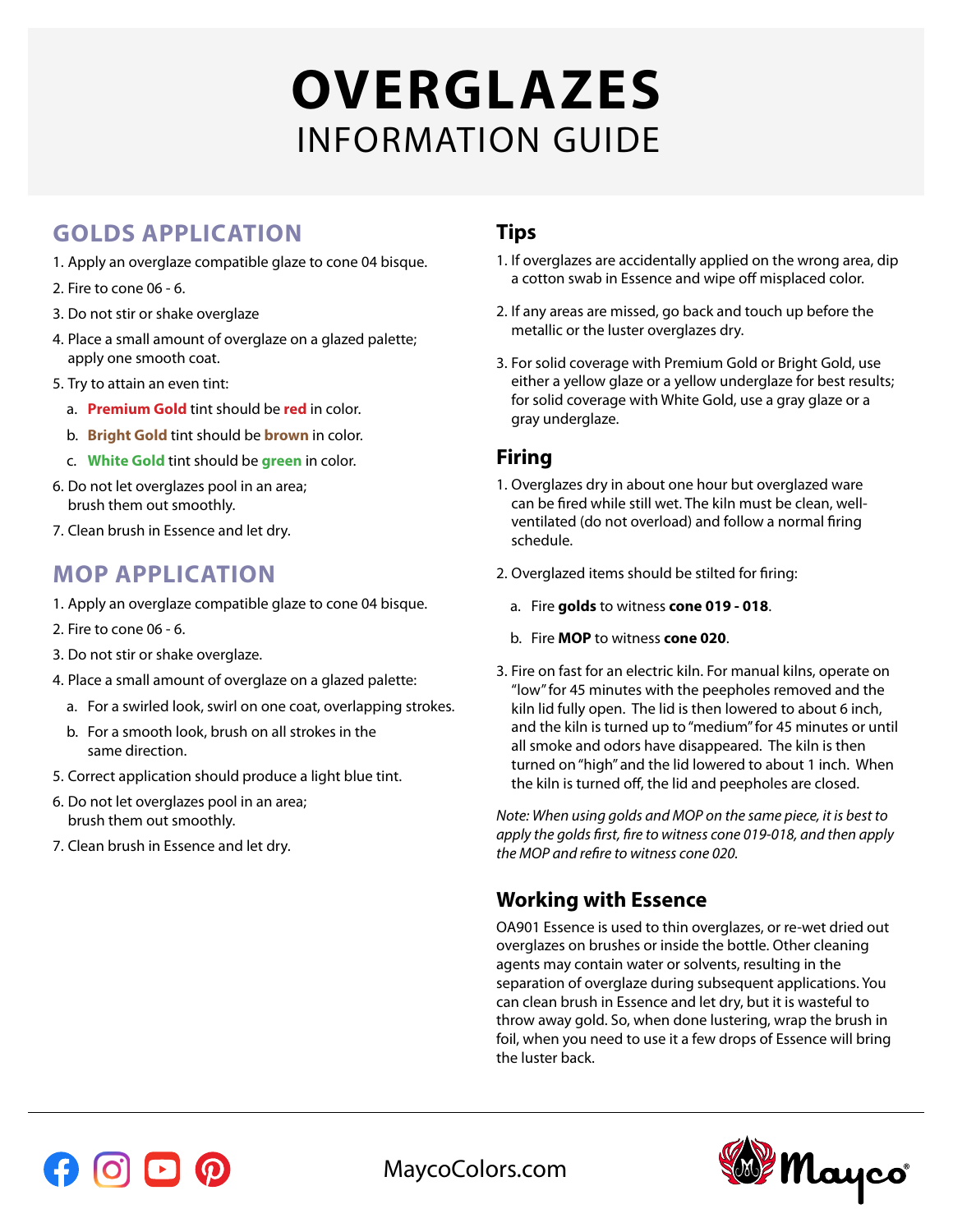# OVERGLAZES
## INFORMATION GUIDE

## GOLDS APPLICATION

1. Apply an overglaze compatible glaze to cone 04 bisque.
2. Fire to cone 06 - 6.
3. Do not stir or shake overglaze
4. Place a small amount of overglaze on a glazed palette; apply one smooth coat.
5. Try to attain an even tint:
   a. **Premium Gold** tint should be **red** in color.
   b. **Bright Gold** tint should be **brown** in color.
   c. **White Gold** tint should be **green** in color.
6. Do not let overglazes pool in an area; brush them out smoothly.
7. Clean brush in Essence and let dry.

## MOP APPLICATION

1. Apply an overglaze compatible glaze to cone 04 bisque.
2. Fire to cone 06 - 6.
3. Do not stir or shake overglaze.
4. Place a small amount of overglaze on a glazed palette:
   a. For a swirled look, swirl on one coat, overlapping strokes.
   b. For a smooth look, brush on all strokes in the same direction.
5. Correct application should produce a light blue tint.
6. Do not let overglazes pool in an area; brush them out smoothly.
7. Clean brush in Essence and let dry.

## Tips

1. If overglazes are accidentally applied on the wrong area, dip a cotton swab in Essence and wipe off misplaced color.
2. If any areas are missed, go back and touch up before the metallic or the luster overglazes dry.
3. For solid coverage with Premium Gold or Bright Gold, use either a yellow glaze or a yellow underglaze for best results; for solid coverage with White Gold, use a gray glaze or a gray underglaze.

## Firing

1. Overglazes dry in about one hour but overglazed ware can be fired while still wet. The kiln must be clean, well-ventilated (do not overload) and follow a normal firing schedule.
2. Overglazed items should be stilted for firing:
   a. Fire **golds** to witness **cone 019 - 018**.
   b. Fire **MOP** to witness **cone 020**.
3. Fire on fast for an electric kiln. For manual kilns, operate on "low" for 45 minutes with the peepholes removed and the kiln lid fully open. The lid is then lowered to about 6 inch, and the kiln is turned up to "medium" for 45 minutes or until all smoke and odors have disappeared. The kiln is then turned on "high" and the lid lowered to about 1 inch. When the kiln is turned off, the lid and peepholes are closed.

*Note: When using golds and MOP on the same piece, it is best to apply the golds first, fire to witness cone 019-018, and then apply the MOP and refire to witness cone 020.*

## Working with Essence

OA901 Essence is used to thin overglazes, or re-wet dried out overglazes on brushes or inside the bottle. Other cleaning agents may contain water or solvents, resulting in the separation of overglaze during subsequent applications. You can clean brush in Essence and let dry, but it is wasteful to throw away gold. So, when done lustering, wrap the brush in foil, when you need to use it a few drops of Essence will bring the luster back.

MaycoColors.com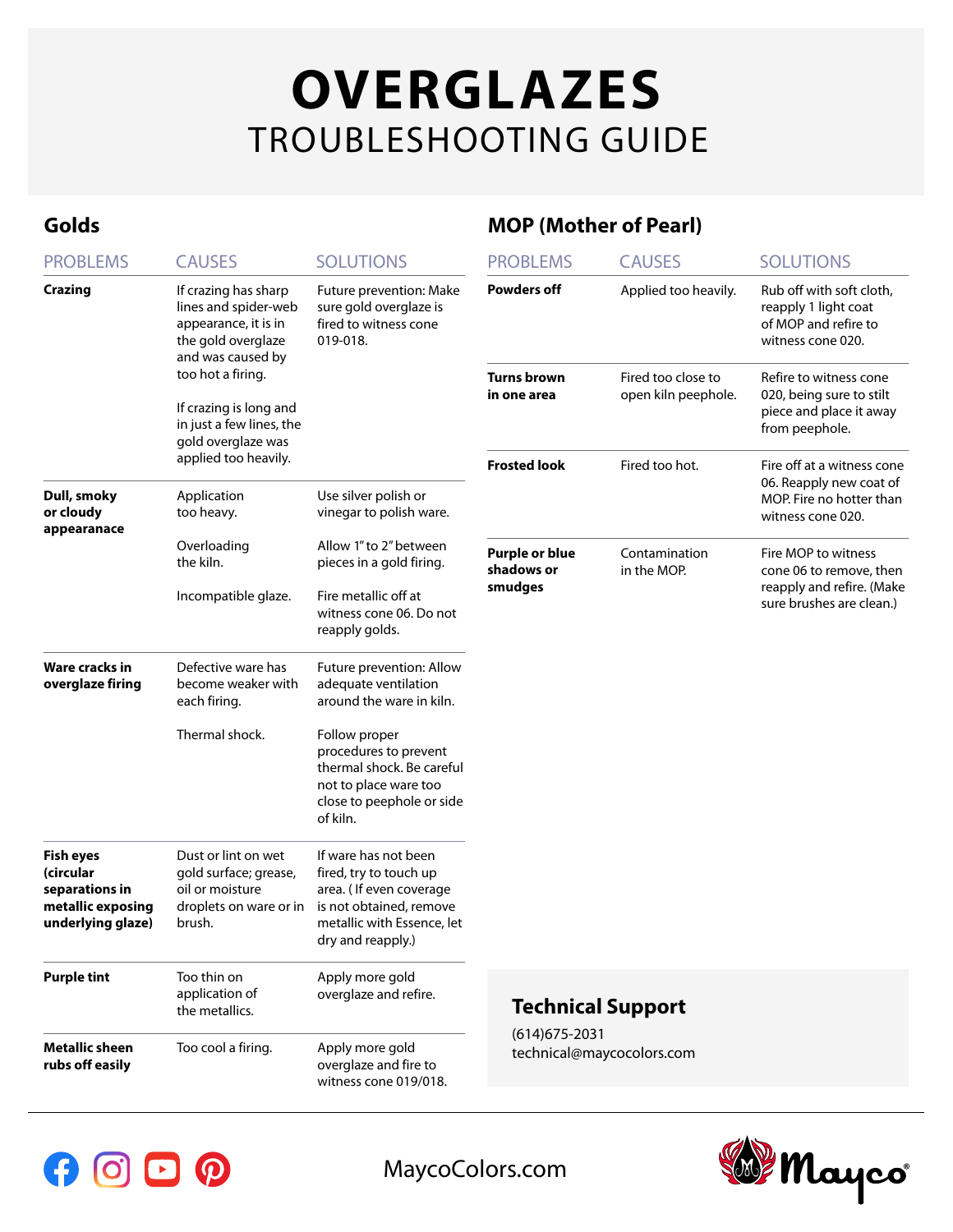# OVERGLAZES

## TROUBLESHOOTING GUIDE

## Golds

| PROBLEMS | CAUSES | SOLUTIONS |
|---|---|---|
| **Crazing** | If crazing has sharp lines and spider-web appearance, it is in the gold overglaze and was caused by too hot a firing. If crazing is long and in just a few lines, the gold overglaze was applied too heavily. | Future prevention: Make sure gold overglaze is fired to witness cone 019-018. |
| **Dull, smoky or cloudy appearanace** | Application too heavy. | Use silver polish or vinegar to polish ware. |
| | Overloading the kiln. | Allow 1" to 2" between pieces in a gold firing. |
| | Incompatible glaze. | Fire metallic off at witness cone 06. Do not reapply golds. |
| **Ware cracks in overglaze firing** | Defective ware has become weaker with each firing. | Future prevention: Allow adequate ventilation around the ware in kiln. |
| | Thermal shock. | Follow proper procedures to prevent thermal shock. Be careful not to place ware too close to peephole or side of kiln. |
| **Fish eyes (circular separations in metallic exposing underlying glaze)** | Dust or lint on wet gold surface; grease, oil or moisture droplets on ware or in brush. | If ware has not been fired, try to touch up area. ( If even coverage is not obtained, remove metallic with Essence, let dry and reapply.) |
| **Purple tint** | Too thin on application of the metallics. | Apply more gold overglaze and refire. |
| **Metallic sheen rubs off easily** | Too cool a firing. | Apply more gold overglaze and fire to witness cone 019/018. |

## MOP (Mother of Pearl)

| PROBLEMS | CAUSES | SOLUTIONS |
|---|---|---|
| **Powders off** | Applied too heavily. | Rub off with soft cloth, reapply 1 light coat of MOP and refire to witness cone 020. |
| **Turns brown in one area** | Fired too close to open kiln peephole. | Refire to witness cone 020, being sure to stilt piece and place it away from peephole. |
| **Frosted look** | Fired too hot. | Fire off at a witness cone 06. Reapply new coat of MOP. Fire no hotter than witness cone 020. |
| **Purple or blue shadows or smudges** | Contamination in the MOP. | Fire MOP to witness cone 06 to remove, then reapply and refire. (Make sure brushes are clean.) |

## Technical Support

(614)675-2031
technical@maycocolors.com

MaycoColors.com

Mayco®